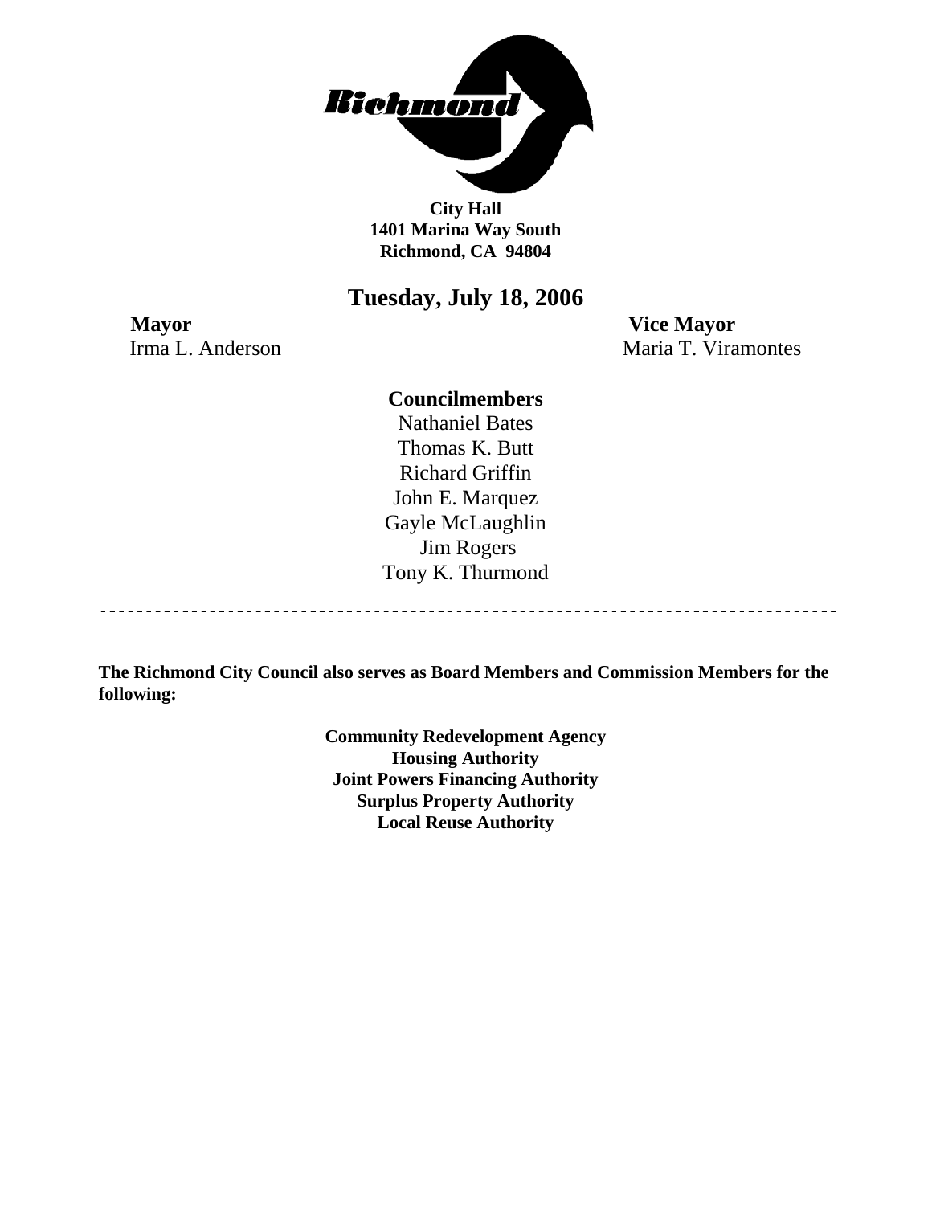**City Hall**
**1401 Marina Way South**
**Richmond, CA 94804**

# Tuesday, July 18, 2006

**Mayor**
Irma L. Anderson

**Vice Mayor**
Maria T. Viramontes

**Councilmembers**

Nathaniel Bates
Thomas K. Butt
Richard Griffin
John E. Marquez
Gayle McLaughlin
Jim Rogers
Tony K. Thurmond

---

**The Richmond City Council also serves as Board Members and Commission Members for the following:**

**Community Redevelopment Agency**
**Housing Authority**
**Joint Powers Financing Authority**
**Surplus Property Authority**
**Local Reuse Authority**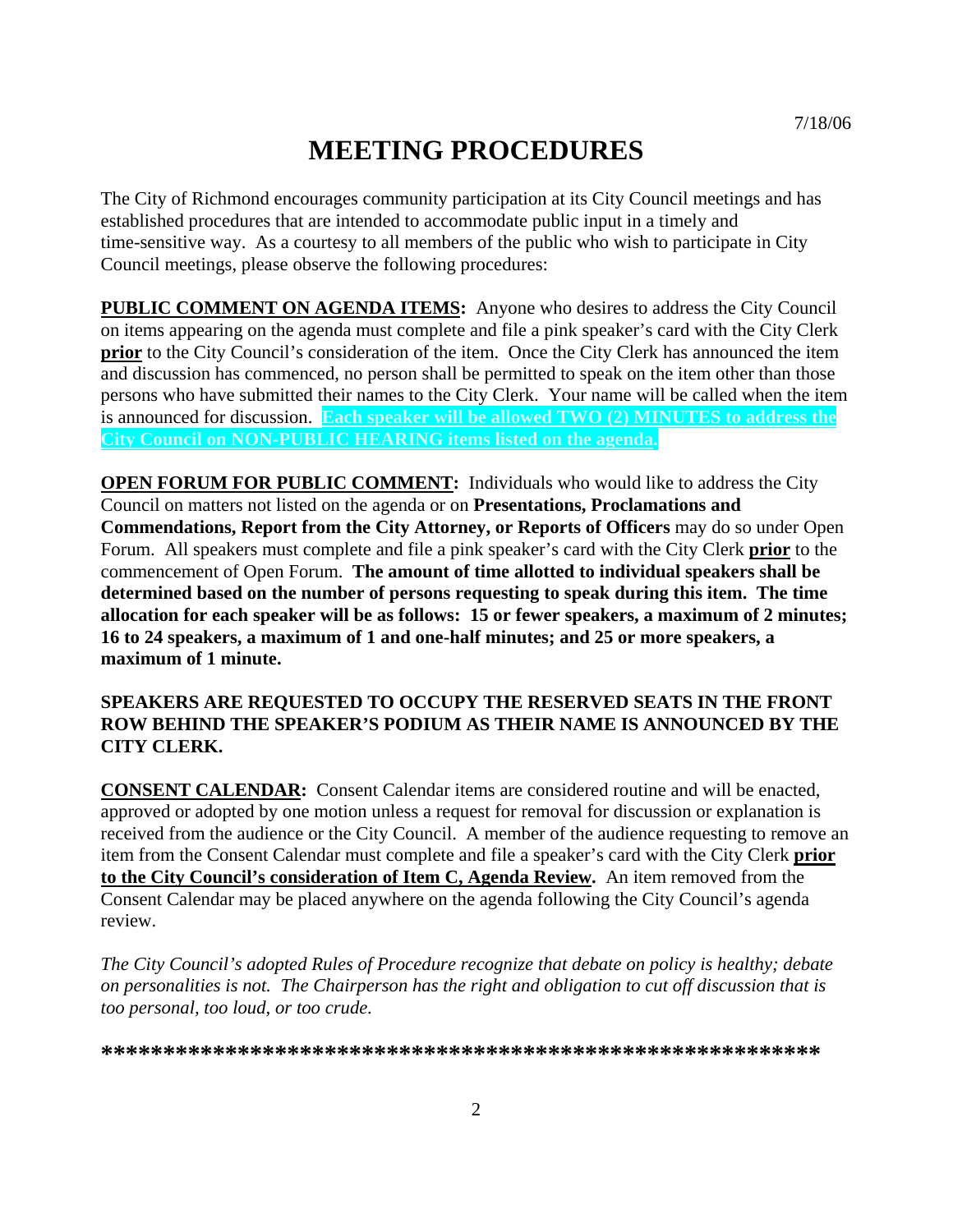7/18/06

# MEETING PROCEDURES

The City of Richmond encourages community participation at its City Council meetings and has established procedures that are intended to accommodate public input in a timely and time-sensitive way. As a courtesy to all members of the public who wish to participate in City Council meetings, please observe the following procedures:

**PUBLIC COMMENT ON AGENDA ITEMS:** Anyone who desires to address the City Council on items appearing on the agenda must complete and file a pink speaker's card with the City Clerk **prior** to the City Council's consideration of the item. Once the City Clerk has announced the item and discussion has commenced, no person shall be permitted to speak on the item other than those persons who have submitted their names to the City Clerk. Your name will be called when the item is announced for discussion. **Each speaker will be allowed TWO (2) MINUTES to address the City Council on NON-PUBLIC HEARING items listed on the agenda.**

**OPEN FORUM FOR PUBLIC COMMENT:** Individuals who would like to address the City Council on matters not listed on the agenda or on **Presentations, Proclamations and Commendations, Report from the City Attorney, or Reports of Officers** may do so under Open Forum. All speakers must complete and file a pink speaker's card with the City Clerk **prior** to the commencement of Open Forum. **The amount of time allotted to individual speakers shall be determined based on the number of persons requesting to speak during this item. The time allocation for each speaker will be as follows: 15 or fewer speakers, a maximum of 2 minutes; 16 to 24 speakers, a maximum of 1 and one-half minutes; and 25 or more speakers, a maximum of 1 minute.**

**SPEAKERS ARE REQUESTED TO OCCUPY THE RESERVED SEATS IN THE FRONT ROW BEHIND THE SPEAKER'S PODIUM AS THEIR NAME IS ANNOUNCED BY THE CITY CLERK.**

**CONSENT CALENDAR:** Consent Calendar items are considered routine and will be enacted, approved or adopted by one motion unless a request for removal for discussion or explanation is received from the audience or the City Council. A member of the audience requesting to remove an item from the Consent Calendar must complete and file a speaker's card with the City Clerk **prior to the City Council's consideration of Item C, Agenda Review.** An item removed from the Consent Calendar may be placed anywhere on the agenda following the City Council's agenda review.

*The City Council's adopted Rules of Procedure recognize that debate on policy is healthy; debate on personalities is not. The Chairperson has the right and obligation to cut off discussion that is too personal, too loud, or too crude.*

**\*\*\*\*\*\*\*\*\*\*\*\*\*\*\*\*\*\*\*\*\*\*\*\*\*\*\*\*\*\*\*\*\*\*\*\*\*\*\*\*\*\*\*\*\*\*\*\*\*\*\*\*\*\*\*\*\*\***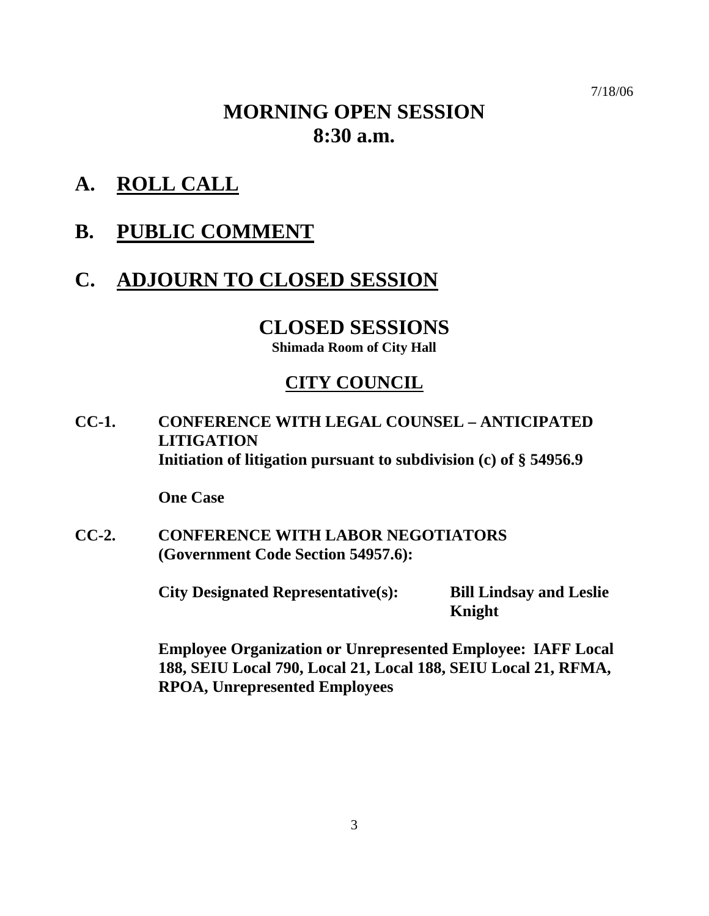7/18/06

# MORNING OPEN SESSION
# 8:30 a.m.

## A. ROLL CALL

## B. PUBLIC COMMENT

## C. ADJOURN TO CLOSED SESSION

# CLOSED SESSIONS

**Shimada Room of City Hall**

## CITY COUNCIL

**CC-1. CONFERENCE WITH LEGAL COUNSEL – ANTICIPATED LITIGATION**
**Initiation of litigation pursuant to subdivision (c) of § 54956.9**

**One Case**

**CC-2. CONFERENCE WITH LABOR NEGOTIATORS (Government Code Section 54957.6):**

**City Designated Representative(s): Bill Lindsay and Leslie Knight**

**Employee Organization or Unrepresented Employee: IAFF Local 188, SEIU Local 790, Local 21, Local 188, SEIU Local 21, RFMA, RPOA, Unrepresented Employees**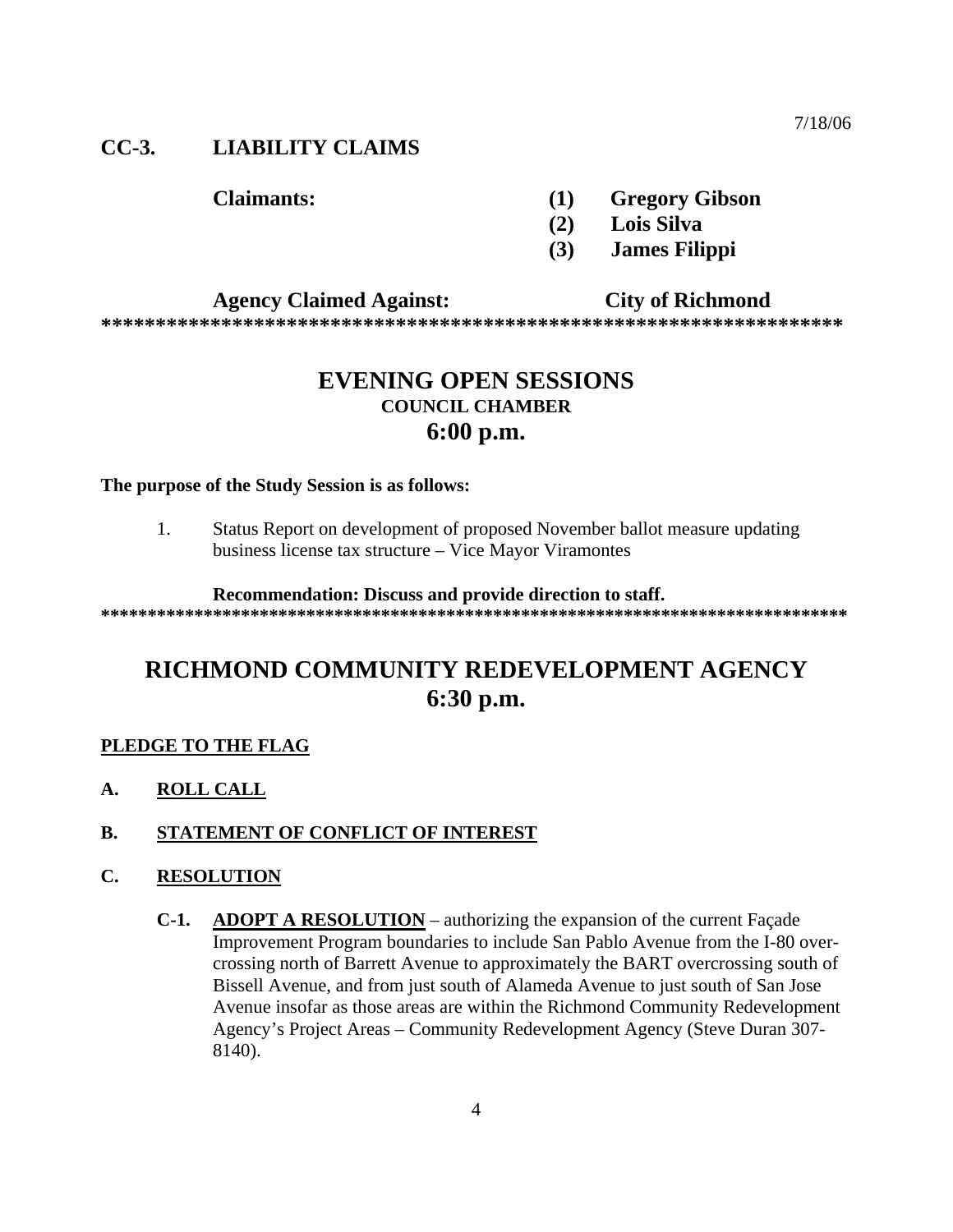7/18/06

### CC-3. LIABILITY CLAIMS

**Claimants:**
- **(1) Gregory Gibson**
- **(2) Lois Silva**
- **(3) James Filippi**

**Agency Claimed Against: City of Richmond**

*****************************************************************

## EVENING OPEN SESSIONS

### COUNCIL CHAMBER

### 6:00 p.m.

**The purpose of the Study Session is as follows:**

1. Status Report on development of proposed November ballot measure updating business license tax structure – Vice Mayor Viramontes

**Recommendation: Discuss and provide direction to staff.**

*****************************************************************************

# RICHMOND COMMUNITY REDEVELOPMENT AGENCY

## 6:30 p.m.

**PLEDGE TO THE FLAG**

**A. ROLL CALL**

**B. STATEMENT OF CONFLICT OF INTEREST**

**C. RESOLUTION**

**C-1. ADOPT A RESOLUTION** – authorizing the expansion of the current Façade Improvement Program boundaries to include San Pablo Avenue from the I-80 over-crossing north of Barrett Avenue to approximately the BART overcrossing south of Bissell Avenue, and from just south of Alameda Avenue to just south of San Jose Avenue insofar as those areas are within the Richmond Community Redevelopment Agency's Project Areas – Community Redevelopment Agency (Steve Duran 307-8140).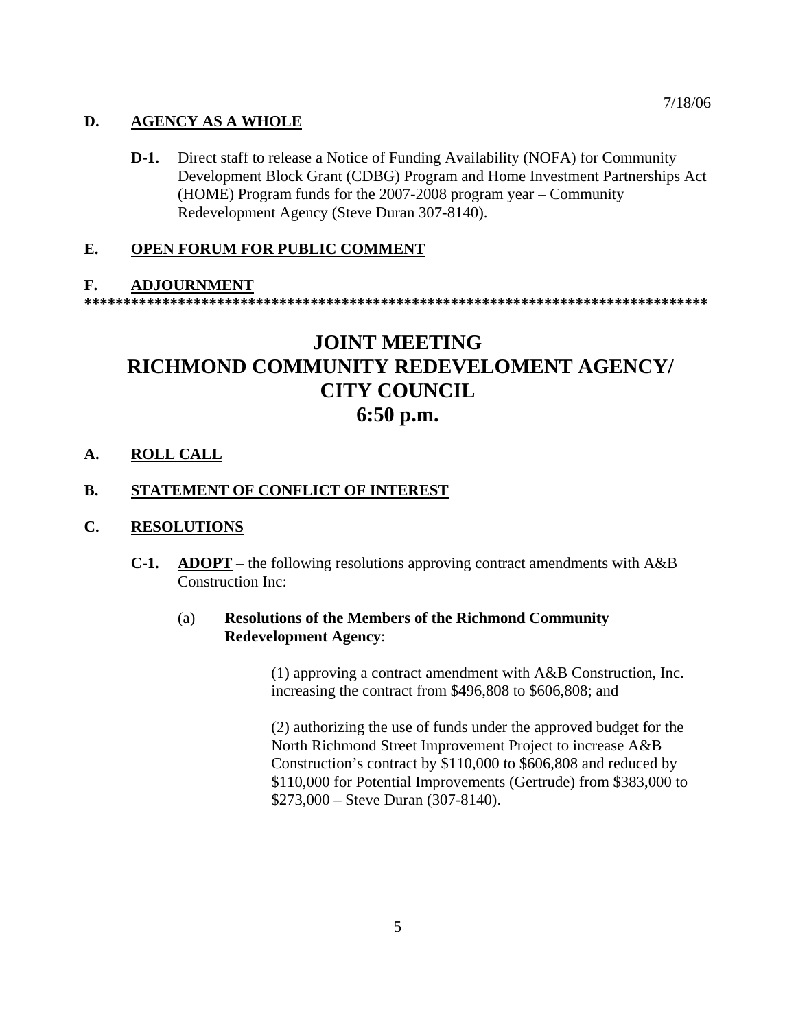7/18/06

**D. AGENCY AS A WHOLE**

**D-1.** Direct staff to release a Notice of Funding Availability (NOFA) for Community Development Block Grant (CDBG) Program and Home Investment Partnerships Act (HOME) Program funds for the 2007-2008 program year – Community Redevelopment Agency (Steve Duran 307-8140).

**E. OPEN FORUM FOR PUBLIC COMMENT**

**F. ADJOURNMENT**

**********************************************************************************

# JOINT MEETING
# RICHMOND COMMUNITY REDEVELOMENT AGENCY/ CITY COUNCIL
# 6:50 p.m.

**A. ROLL CALL**

**B. STATEMENT OF CONFLICT OF INTEREST**

**C. RESOLUTIONS**

**C-1.** **ADOPT** – the following resolutions approving contract amendments with A&B Construction Inc:

(a) **Resolutions of the Members of the Richmond Community Redevelopment Agency**:

(1) approving a contract amendment with A&B Construction, Inc. increasing the contract from $496,808 to $606,808; and

(2) authorizing the use of funds under the approved budget for the North Richmond Street Improvement Project to increase A&B Construction's contract by $110,000 to $606,808 and reduced by $110,000 for Potential Improvements (Gertrude) from $383,000 to $273,000 – Steve Duran (307-8140).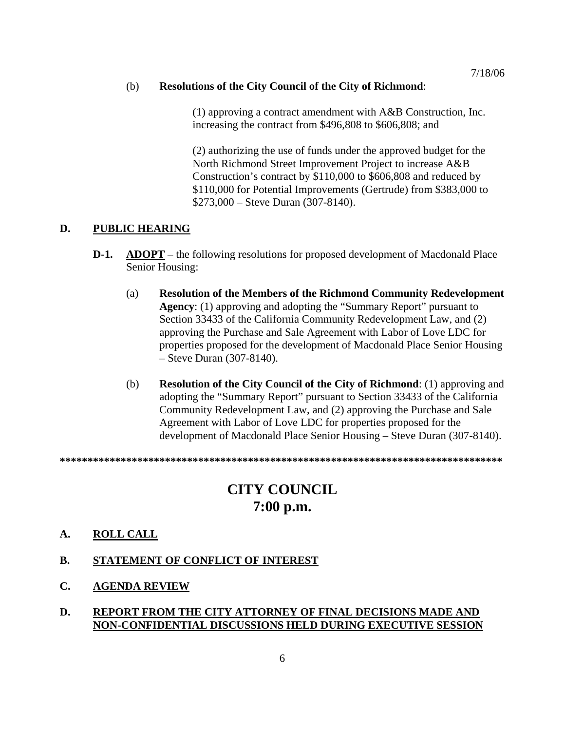7/18/06

(b) **Resolutions of the City Council of the City of Richmond**:

(1) approving a contract amendment with A&B Construction, Inc. increasing the contract from $496,808 to $606,808; and

(2) authorizing the use of funds under the approved budget for the North Richmond Street Improvement Project to increase A&B Construction's contract by $110,000 to $606,808 and reduced by $110,000 for Potential Improvements (Gertrude) from $383,000 to $273,000 – Steve Duran (307-8140).

**D. <u>PUBLIC HEARING</u>**

**D-1. <u>ADOPT</u>** – the following resolutions for proposed development of Macdonald Place Senior Housing:

(a) **Resolution of the Members of the Richmond Community Redevelopment Agency**: (1) approving and adopting the "Summary Report" pursuant to Section 33433 of the California Community Redevelopment Law, and (2) approving the Purchase and Sale Agreement with Labor of Love LDC for properties proposed for the development of Macdonald Place Senior Housing – Steve Duran (307-8140).

(b) **Resolution of the City Council of the City of Richmond**: (1) approving and adopting the "Summary Report" pursuant to Section 33433 of the California Community Redevelopment Law, and (2) approving the Purchase and Sale Agreement with Labor of Love LDC for properties proposed for the development of Macdonald Place Senior Housing – Steve Duran (307-8140).

*******************************************************************************

# CITY COUNCIL
# 7:00 p.m.

**A. <u>ROLL CALL</u>**

**B. <u>STATEMENT OF CONFLICT OF INTEREST</u>**

**C. <u>AGENDA REVIEW</u>**

**D. <u>REPORT FROM THE CITY ATTORNEY OF FINAL DECISIONS MADE AND NON-CONFIDENTIAL DISCUSSIONS HELD DURING EXECUTIVE SESSION</u>**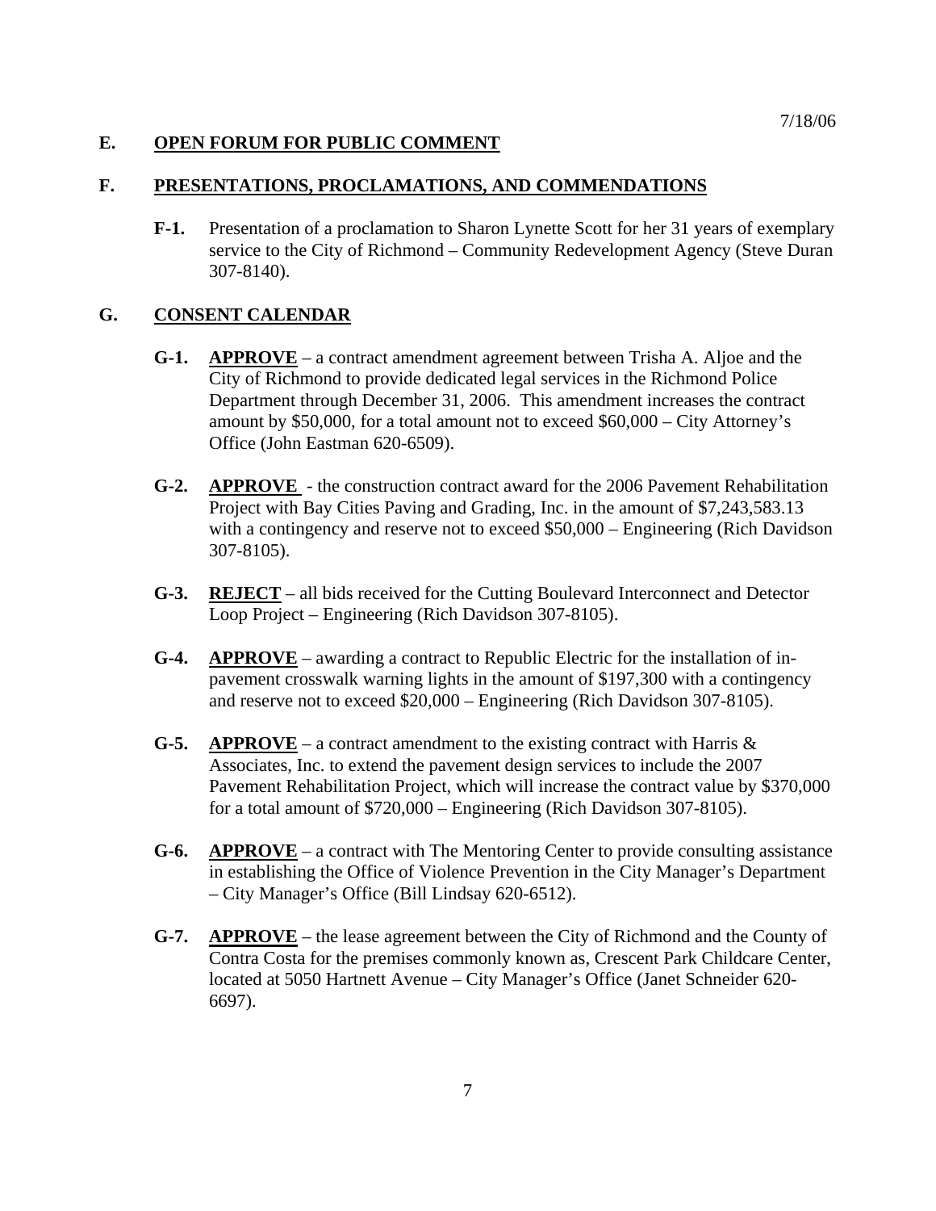7/18/06

## E. OPEN FORUM FOR PUBLIC COMMENT

## F. PRESENTATIONS, PROCLAMATIONS, AND COMMENDATIONS

**F-1.** Presentation of a proclamation to Sharon Lynette Scott for her 31 years of exemplary service to the City of Richmond – Community Redevelopment Agency (Steve Duran 307-8140).

## G. CONSENT CALENDAR

**G-1.** **APPROVE** – a contract amendment agreement between Trisha A. Aljoe and the City of Richmond to provide dedicated legal services in the Richmond Police Department through December 31, 2006. This amendment increases the contract amount by $50,000, for a total amount not to exceed $60,000 – City Attorney's Office (John Eastman 620-6509).

**G-2.** **APPROVE** - the construction contract award for the 2006 Pavement Rehabilitation Project with Bay Cities Paving and Grading, Inc. in the amount of $7,243,583.13 with a contingency and reserve not to exceed $50,000 – Engineering (Rich Davidson 307-8105).

**G-3.** **REJECT** – all bids received for the Cutting Boulevard Interconnect and Detector Loop Project – Engineering (Rich Davidson 307-8105).

**G-4.** **APPROVE** – awarding a contract to Republic Electric for the installation of in-pavement crosswalk warning lights in the amount of $197,300 with a contingency and reserve not to exceed $20,000 – Engineering (Rich Davidson 307-8105).

**G-5.** **APPROVE** – a contract amendment to the existing contract with Harris & Associates, Inc. to extend the pavement design services to include the 2007 Pavement Rehabilitation Project, which will increase the contract value by $370,000 for a total amount of $720,000 – Engineering (Rich Davidson 307-8105).

**G-6.** **APPROVE** – a contract with The Mentoring Center to provide consulting assistance in establishing the Office of Violence Prevention in the City Manager's Department – City Manager's Office (Bill Lindsay 620-6512).

**G-7.** **APPROVE** – the lease agreement between the City of Richmond and the County of Contra Costa for the premises commonly known as, Crescent Park Childcare Center, located at 5050 Hartnett Avenue – City Manager's Office (Janet Schneider 620-6697).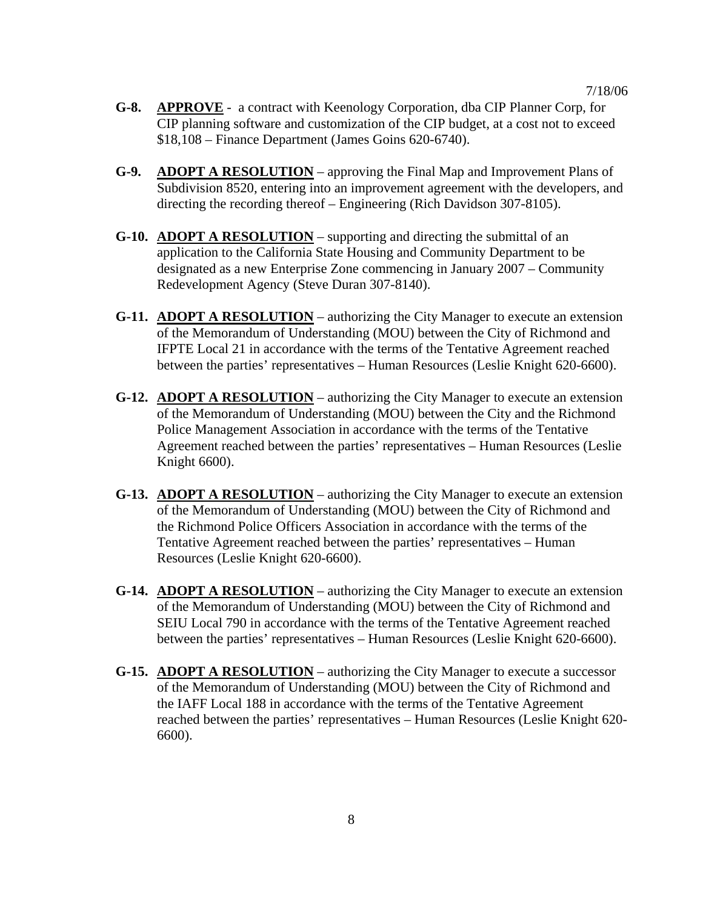7/18/06

**G-8.** **APPROVE** - a contract with Keenology Corporation, dba CIP Planner Corp, for CIP planning software and customization of the CIP budget, at a cost not to exceed $18,108 – Finance Department (James Goins 620-6740).

**G-9.** **ADOPT A RESOLUTION** – approving the Final Map and Improvement Plans of Subdivision 8520, entering into an improvement agreement with the developers, and directing the recording thereof – Engineering (Rich Davidson 307-8105).

**G-10.** **ADOPT A RESOLUTION** – supporting and directing the submittal of an application to the California State Housing and Community Department to be designated as a new Enterprise Zone commencing in January 2007 – Community Redevelopment Agency (Steve Duran 307-8140).

**G-11.** **ADOPT A RESOLUTION** – authorizing the City Manager to execute an extension of the Memorandum of Understanding (MOU) between the City of Richmond and IFPTE Local 21 in accordance with the terms of the Tentative Agreement reached between the parties' representatives – Human Resources (Leslie Knight 620-6600).

**G-12.** **ADOPT A RESOLUTION** – authorizing the City Manager to execute an extension of the Memorandum of Understanding (MOU) between the City and the Richmond Police Management Association in accordance with the terms of the Tentative Agreement reached between the parties' representatives – Human Resources (Leslie Knight 6600).

**G-13.** **ADOPT A RESOLUTION** – authorizing the City Manager to execute an extension of the Memorandum of Understanding (MOU) between the City of Richmond and the Richmond Police Officers Association in accordance with the terms of the Tentative Agreement reached between the parties' representatives – Human Resources (Leslie Knight 620-6600).

**G-14.** **ADOPT A RESOLUTION** – authorizing the City Manager to execute an extension of the Memorandum of Understanding (MOU) between the City of Richmond and SEIU Local 790 in accordance with the terms of the Tentative Agreement reached between the parties' representatives – Human Resources (Leslie Knight 620-6600).

**G-15.** **ADOPT A RESOLUTION** – authorizing the City Manager to execute a successor of the Memorandum of Understanding (MOU) between the City of Richmond and the IAFF Local 188 in accordance with the terms of the Tentative Agreement reached between the parties' representatives – Human Resources (Leslie Knight 620-6600).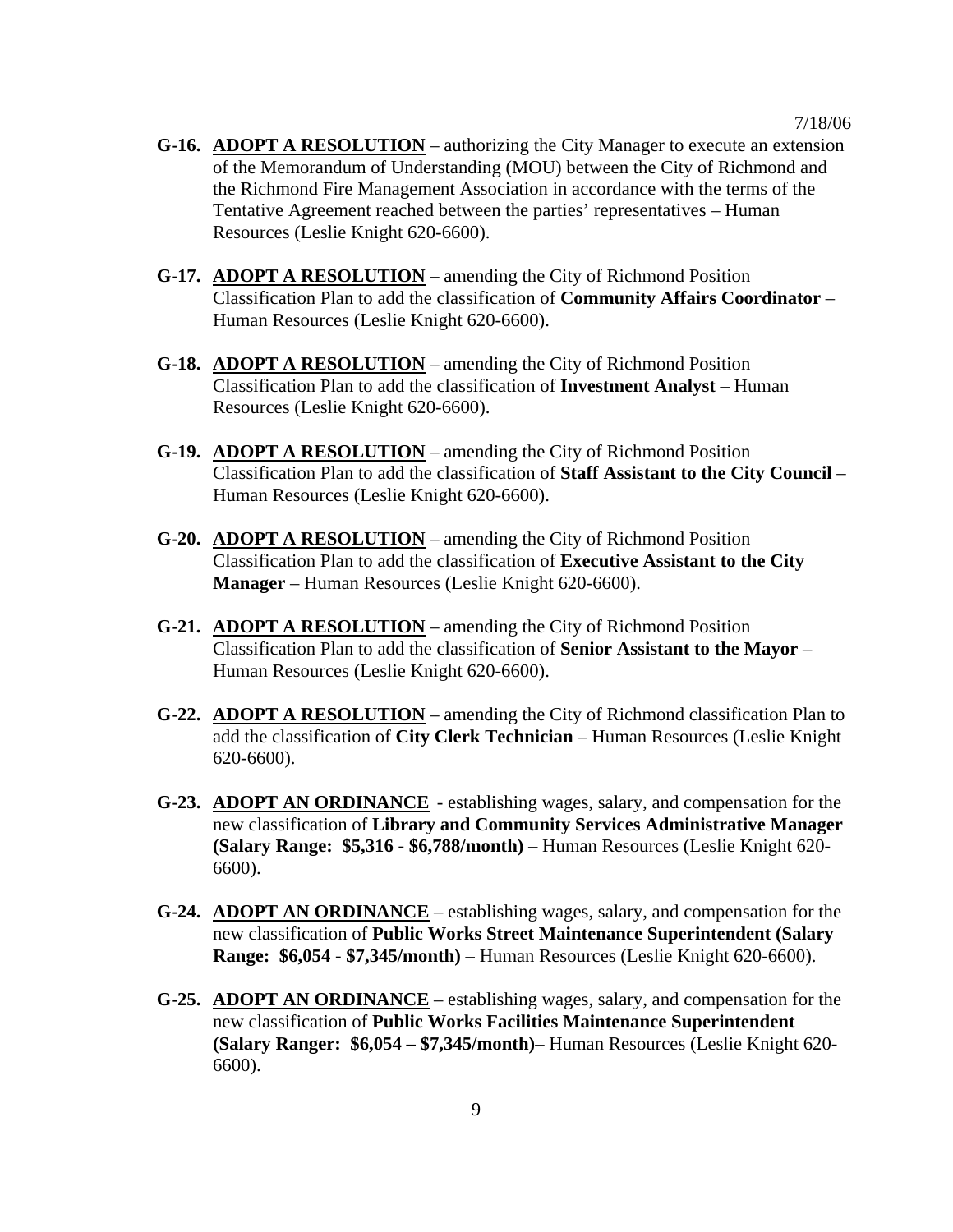7/18/06

**G-16.** <u>**ADOPT A RESOLUTION**</u> – authorizing the City Manager to execute an extension of the Memorandum of Understanding (MOU) between the City of Richmond and the Richmond Fire Management Association in accordance with the terms of the Tentative Agreement reached between the parties' representatives – Human Resources (Leslie Knight 620-6600).

**G-17.** <u>**ADOPT A RESOLUTION**</u> – amending the City of Richmond Position Classification Plan to add the classification of **Community Affairs Coordinator** – Human Resources (Leslie Knight 620-6600).

**G-18.** <u>**ADOPT A RESOLUTION**</u> – amending the City of Richmond Position Classification Plan to add the classification of **Investment Analyst** – Human Resources (Leslie Knight 620-6600).

**G-19.** <u>**ADOPT A RESOLUTION**</u> – amending the City of Richmond Position Classification Plan to add the classification of **Staff Assistant to the City Council** – Human Resources (Leslie Knight 620-6600).

**G-20.** <u>**ADOPT A RESOLUTION**</u> – amending the City of Richmond Position Classification Plan to add the classification of **Executive Assistant to the City Manager** – Human Resources (Leslie Knight 620-6600).

**G-21.** <u>**ADOPT A RESOLUTION**</u> – amending the City of Richmond Position Classification Plan to add the classification of **Senior Assistant to the Mayor** – Human Resources (Leslie Knight 620-6600).

**G-22.** <u>**ADOPT A RESOLUTION**</u> – amending the City of Richmond classification Plan to add the classification of **City Clerk Technician** – Human Resources (Leslie Knight 620-6600).

**G-23.** <u>**ADOPT AN ORDINANCE**</u> - establishing wages, salary, and compensation for the new classification of **Library and Community Services Administrative Manager (Salary Range: $5,316 - $6,788/month)** – Human Resources (Leslie Knight 620-6600).

**G-24.** <u>**ADOPT AN ORDINANCE**</u> – establishing wages, salary, and compensation for the new classification of **Public Works Street Maintenance Superintendent (Salary Range: $6,054 - $7,345/month)** – Human Resources (Leslie Knight 620-6600).

**G-25.** <u>**ADOPT AN ORDINANCE**</u> – establishing wages, salary, and compensation for the new classification of **Public Works Facilities Maintenance Superintendent (Salary Ranger: $6,054 – $7,345/month)**– Human Resources (Leslie Knight 620-6600).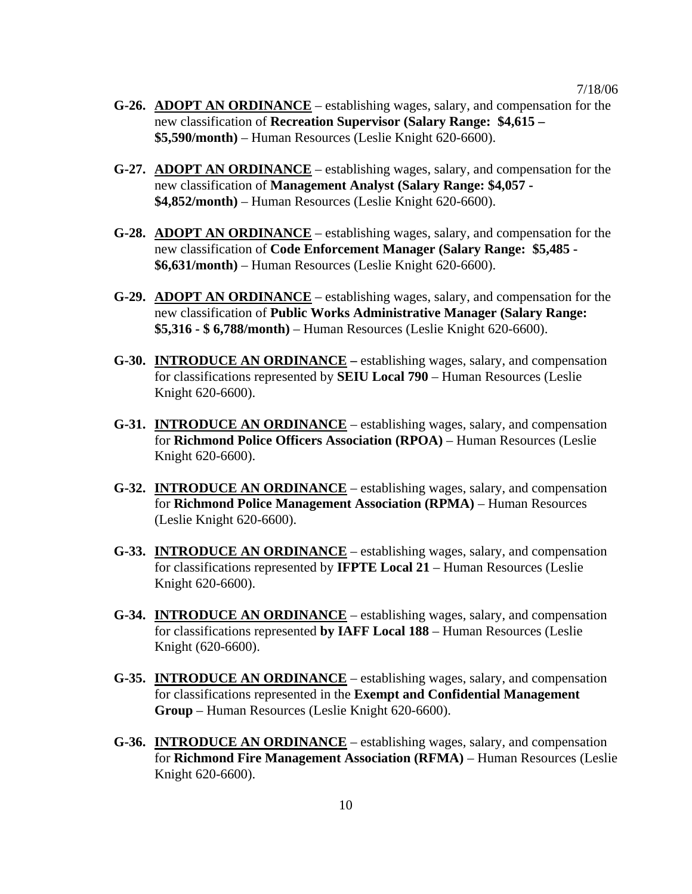7/18/06

**G-26.** **ADOPT AN ORDINANCE** – establishing wages, salary, and compensation for the new classification of **Recreation Supervisor (Salary Range: $4,615 – $5,590/month)** – Human Resources (Leslie Knight 620-6600).

**G-27.** **ADOPT AN ORDINANCE** – establishing wages, salary, and compensation for the new classification of **Management Analyst (Salary Range: $4,057 - $4,852/month)** – Human Resources (Leslie Knight 620-6600).

**G-28.** **ADOPT AN ORDINANCE** – establishing wages, salary, and compensation for the new classification of **Code Enforcement Manager (Salary Range: $5,485 - $6,631/month)** – Human Resources (Leslie Knight 620-6600).

**G-29.** **ADOPT AN ORDINANCE** – establishing wages, salary, and compensation for the new classification of **Public Works Administrative Manager (Salary Range: $5,316 - $ 6,788/month)** – Human Resources (Leslie Knight 620-6600).

**G-30.** **INTRODUCE AN ORDINANCE –** establishing wages, salary, and compensation for classifications represented by **SEIU Local 790** – Human Resources (Leslie Knight 620-6600).

**G-31.** **INTRODUCE AN ORDINANCE** – establishing wages, salary, and compensation for **Richmond Police Officers Association (RPOA)** – Human Resources (Leslie Knight 620-6600).

**G-32.** **INTRODUCE AN ORDINANCE** – establishing wages, salary, and compensation for **Richmond Police Management Association (RPMA)** – Human Resources (Leslie Knight 620-6600).

**G-33.** **INTRODUCE AN ORDINANCE** – establishing wages, salary, and compensation for classifications represented by **IFPTE Local 21** – Human Resources (Leslie Knight 620-6600).

**G-34.** **INTRODUCE AN ORDINANCE** – establishing wages, salary, and compensation for classifications represented **by IAFF Local 188** – Human Resources (Leslie Knight (620-6600).

**G-35.** **INTRODUCE AN ORDINANCE** – establishing wages, salary, and compensation for classifications represented in the **Exempt and Confidential Management Group** – Human Resources (Leslie Knight 620-6600).

**G-36.** **INTRODUCE AN ORDINANCE** – establishing wages, salary, and compensation for **Richmond Fire Management Association (RFMA)** – Human Resources (Leslie Knight 620-6600).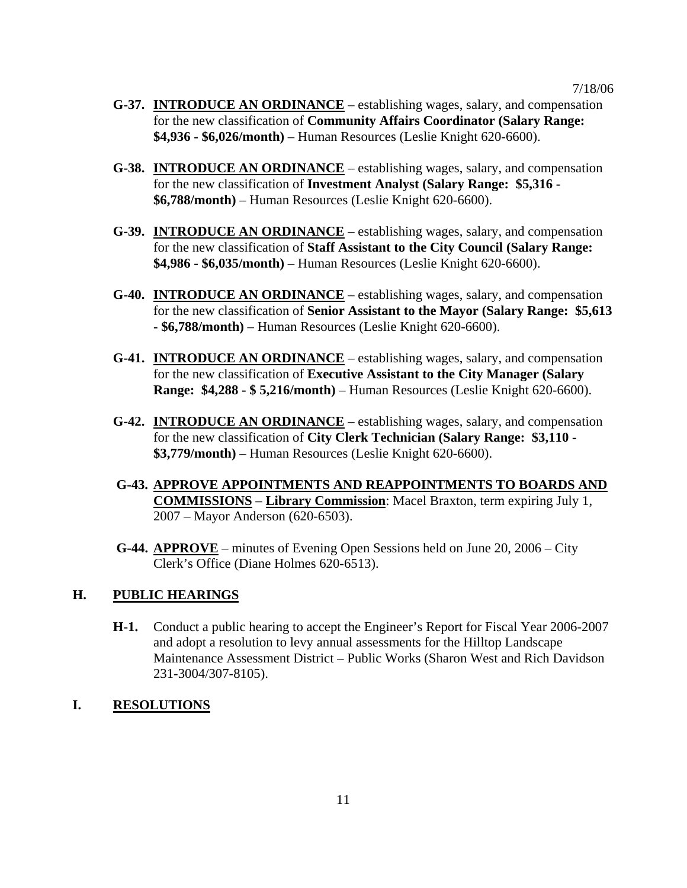7/18/06

**G-37.** **INTRODUCE AN ORDINANCE** – establishing wages, salary, and compensation for the new classification of **Community Affairs Coordinator (Salary Range: $4,936 - $6,026/month)** – Human Resources (Leslie Knight 620-6600).

**G-38.** **INTRODUCE AN ORDINANCE** – establishing wages, salary, and compensation for the new classification of **Investment Analyst (Salary Range: $5,316 - $6,788/month)** – Human Resources (Leslie Knight 620-6600).

**G-39.** **INTRODUCE AN ORDINANCE** – establishing wages, salary, and compensation for the new classification of **Staff Assistant to the City Council (Salary Range: $4,986 - $6,035/month)** – Human Resources (Leslie Knight 620-6600).

**G-40.** **INTRODUCE AN ORDINANCE** – establishing wages, salary, and compensation for the new classification of **Senior Assistant to the Mayor (Salary Range: $5,613 - $6,788/month)** – Human Resources (Leslie Knight 620-6600).

**G-41.** **INTRODUCE AN ORDINANCE** – establishing wages, salary, and compensation for the new classification of **Executive Assistant to the City Manager (Salary Range: $4,288 - $ 5,216/month)** – Human Resources (Leslie Knight 620-6600).

**G-42.** **INTRODUCE AN ORDINANCE** – establishing wages, salary, and compensation for the new classification of **City Clerk Technician (Salary Range: $3,110 - $3,779/month)** – Human Resources (Leslie Knight 620-6600).

**G-43.** **APPROVE APPOINTMENTS AND REAPPOINTMENTS TO BOARDS AND COMMISSIONS** – **Library Commission**: Macel Braxton, term expiring July 1, 2007 – Mayor Anderson (620-6503).

**G-44.** **APPROVE** – minutes of Evening Open Sessions held on June 20, 2006 – City Clerk's Office (Diane Holmes 620-6513).

## H. PUBLIC HEARINGS

**H-1.** Conduct a public hearing to accept the Engineer's Report for Fiscal Year 2006-2007 and adopt a resolution to levy annual assessments for the Hilltop Landscape Maintenance Assessment District – Public Works (Sharon West and Rich Davidson 231-3004/307-8105).

## I. RESOLUTIONS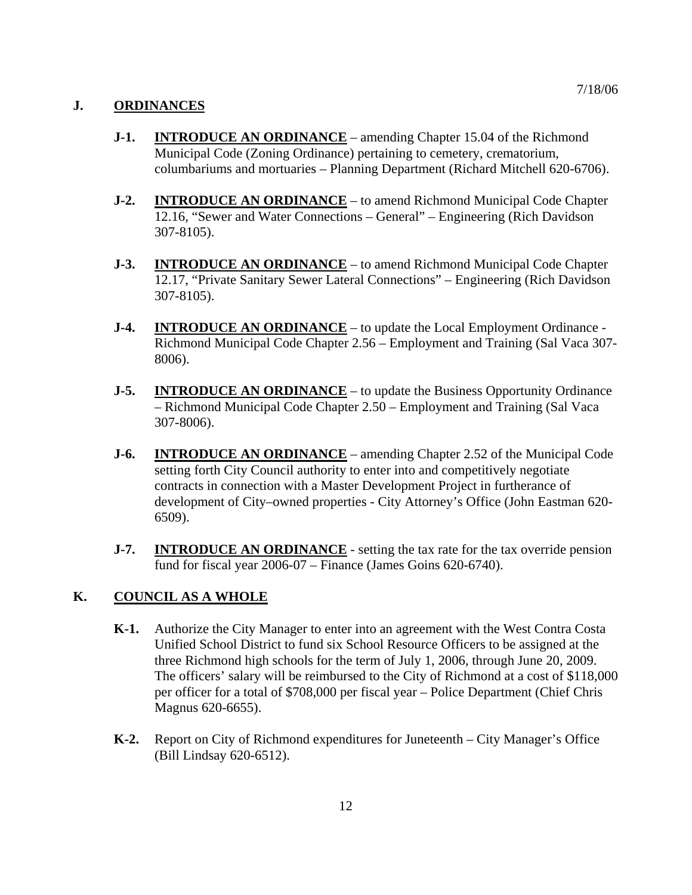7/18/06

## J. ORDINANCES

**J-1.** **INTRODUCE AN ORDINANCE** – amending Chapter 15.04 of the Richmond Municipal Code (Zoning Ordinance) pertaining to cemetery, crematorium, columbariums and mortuaries – Planning Department (Richard Mitchell 620-6706).

**J-2.** **INTRODUCE AN ORDINANCE** – to amend Richmond Municipal Code Chapter 12.16, "Sewer and Water Connections – General" – Engineering (Rich Davidson 307-8105).

**J-3.** **INTRODUCE AN ORDINANCE** – to amend Richmond Municipal Code Chapter 12.17, "Private Sanitary Sewer Lateral Connections" – Engineering (Rich Davidson 307-8105).

**J-4.** **INTRODUCE AN ORDINANCE** – to update the Local Employment Ordinance - Richmond Municipal Code Chapter 2.56 – Employment and Training (Sal Vaca 307-8006).

**J-5.** **INTRODUCE AN ORDINANCE** – to update the Business Opportunity Ordinance – Richmond Municipal Code Chapter 2.50 – Employment and Training (Sal Vaca 307-8006).

**J-6.** **INTRODUCE AN ORDINANCE** – amending Chapter 2.52 of the Municipal Code setting forth City Council authority to enter into and competitively negotiate contracts in connection with a Master Development Project in furtherance of development of City–owned properties - City Attorney's Office (John Eastman 620-6509).

**J-7.** **INTRODUCE AN ORDINANCE** - setting the tax rate for the tax override pension fund for fiscal year 2006-07 – Finance (James Goins 620-6740).

## K. COUNCIL AS A WHOLE

**K-1.** Authorize the City Manager to enter into an agreement with the West Contra Costa Unified School District to fund six School Resource Officers to be assigned at the three Richmond high schools for the term of July 1, 2006, through June 20, 2009. The officers' salary will be reimbursed to the City of Richmond at a cost of $118,000 per officer for a total of $708,000 per fiscal year – Police Department (Chief Chris Magnus 620-6655).

**K-2.** Report on City of Richmond expenditures for Juneteenth – City Manager's Office (Bill Lindsay 620-6512).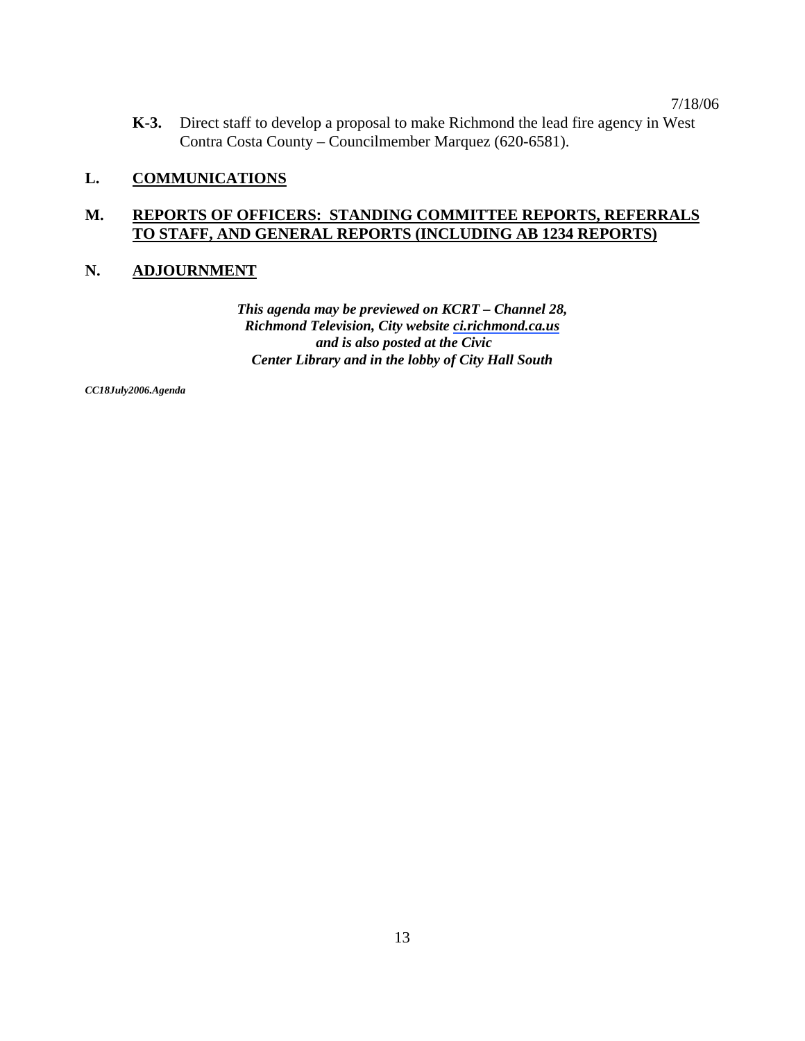**K-3.** Direct staff to develop a proposal to make Richmond the lead fire agency in West Contra Costa County – Councilmember Marquez (620-6581).

## L. COMMUNICATIONS

## M. REPORTS OF OFFICERS: STANDING COMMITTEE REPORTS, REFERRALS TO STAFF, AND GENERAL REPORTS (INCLUDING AB 1234 REPORTS)

## N. ADJOURNMENT

***This agenda may be previewed on KCRT – Channel 28, Richmond Television, City website ci.richmond.ca.us and is also posted at the Civic Center Library and in the lobby of City Hall South***

***CC18July2006.Agenda***